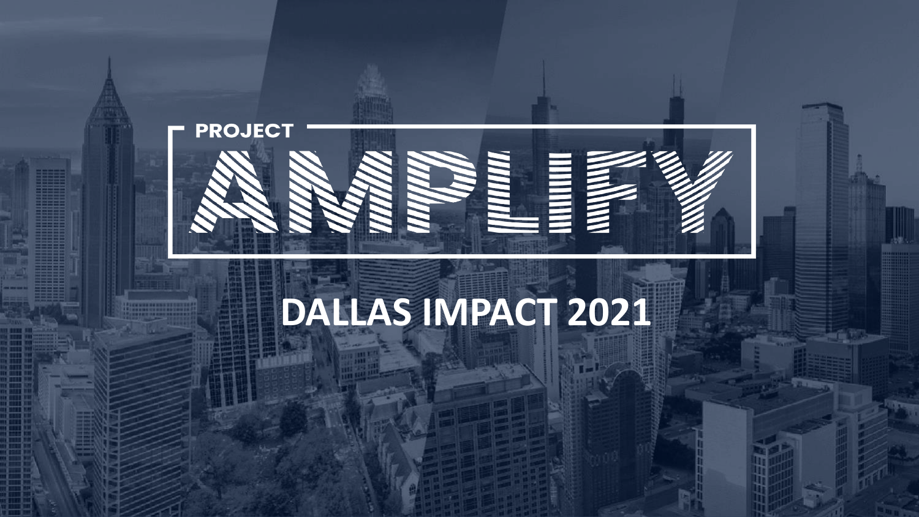# PROJECT AMPLIFY

## DALLAS IMPACT 2021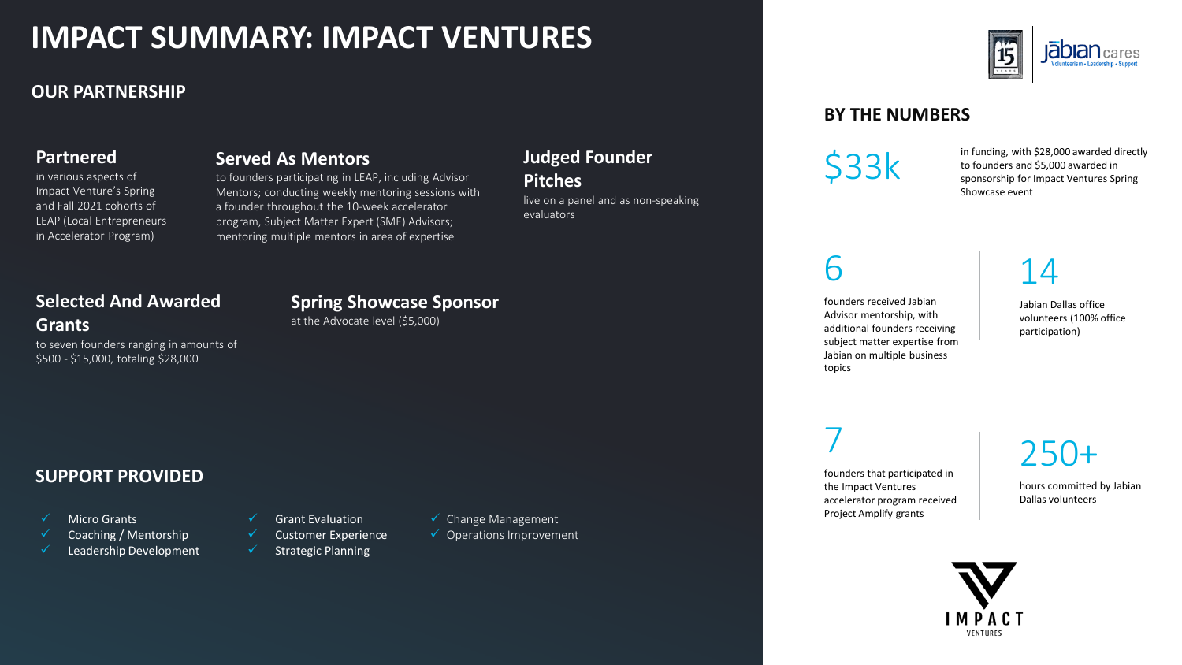# IMPACT SUMMARY: IMPACT VENTURES

## OUR PARTNERSHIP

### Partnered

in various aspects of Impact Venture's Spring and Fall 2021 cohorts of LEAP (Local Entrepreneurs in Accelerator Program)

### Served As Mentors

to founders participating in LEAP, including Advisor Mentors; conducting weekly mentoring sessions with a founder throughout the 10-week accelerator program, Subject Matter Expert (SME) Advisors; mentoring multiple mentors in area of expertise

### Judged Founder Pitches

live on a panel and as non-speaking evaluators

### Selected And Awarded Grants

to seven founders ranging in amounts of $500 - $15,000, totaling $28,000

### Spring Showcase Sponsor

at the Advocate level ($5,000)

## SUPPORT PROVIDED

- ✓ Micro Grants
- ✓ Coaching / Mentorship
- ✓ Leadership Development
- ✓ Grant Evaluation
- ✓ Customer Experience
- ✓ Strategic Planning
- ✓ Change Management
- ✓ Operations Improvement

## BY THE NUMBERS

**$33k**

in funding, with $28,000 awarded directly to founders and $5,000 awarded in sponsorship for Impact Ventures Spring Showcase event

**6**

founders received Jabian Advisor mentorship, with additional founders receiving subject matter expertise from Jabian on multiple business topics

**14**

Jabian Dallas office volunteers (100% office participation)

**7**

founders that participated in the Impact Ventures accelerator program received Project Amplify grants

**250+**

hours committed by Jabian Dallas volunteers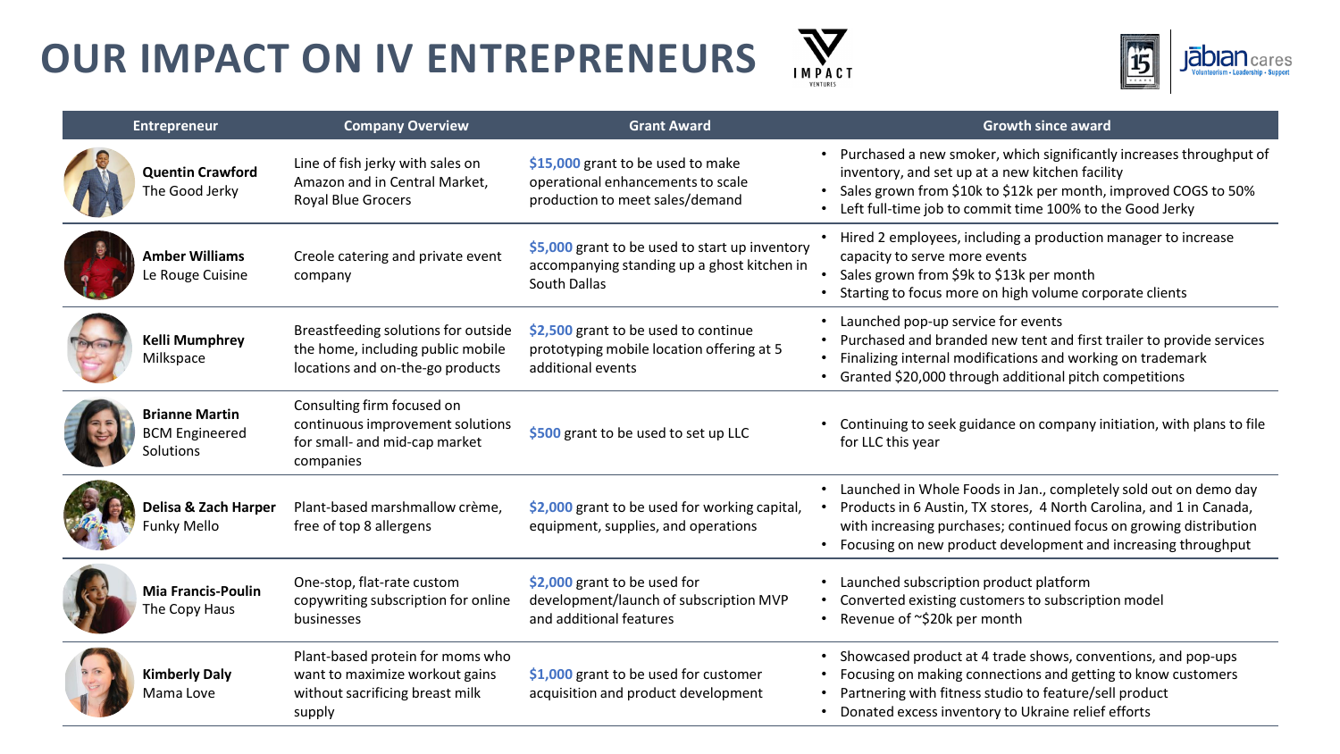# OUR IMPACT ON IV ENTREPRENEURS

| Entrepreneur | Company Overview | Grant Award | Growth since award |
|---|---|---|---|
| **Quentin Crawford** The Good Jerky | Line of fish jerky with sales on Amazon and in Central Market, Royal Blue Grocers | $15,000 grant to be used to make operational enhancements to scale production to meet sales/demand | • Purchased a new smoker, which significantly increases throughput of inventory, and set up at a new kitchen facility<br>• Sales grown from $10k to $12k per month, improved COGS to 50%<br>• Left full-time job to commit time 100% to the Good Jerky |
| **Amber Williams** Le Rouge Cuisine | Creole catering and private event company | $5,000 grant to be used to start up inventory accompanying standing up a ghost kitchen in South Dallas | • Hired 2 employees, including a production manager to increase capacity to serve more events<br>• Sales grown from $9k to $13k per month<br>• Starting to focus more on high volume corporate clients |
| **Kelli Mumphrey** Milkspace | Breastfeeding solutions for outside the home, including public mobile locations and on-the-go products | $2,500 grant to be used to continue prototyping mobile location offering at 5 additional events | • Launched pop-up service for events<br>• Purchased and branded new tent and first trailer to provide services<br>• Finalizing internal modifications and working on trademark<br>• Granted $20,000 through additional pitch competitions |
| **Brianne Martin** BCM Engineered Solutions | Consulting firm focused on continuous improvement solutions for small- and mid-cap market companies | $500 grant to be used to set up LLC | • Continuing to seek guidance on company initiation, with plans to file for LLC this year |
| **Delisa & Zach Harper** Funky Mello | Plant-based marshmallow crème, free of top 8 allergens | $2,000 grant to be used for working capital, equipment, supplies, and operations | • Launched in Whole Foods in Jan., completely sold out on demo day<br>• Products in 6 Austin, TX stores, 4 North Carolina, and 1 in Canada, with increasing purchases; continued focus on growing distribution<br>• Focusing on new product development and increasing throughput |
| **Mia Francis-Poulin** The Copy Haus | One-stop, flat-rate custom copywriting subscription for online businesses | $2,000 grant to be used for development/launch of subscription MVP and additional features | • Launched subscription product platform<br>• Converted existing customers to subscription model<br>• Revenue of ~$20k per month |
| **Kimberly Daly** Mama Love | Plant-based protein for moms who want to maximize workout gains without sacrificing breast milk supply | $1,000 grant to be used for customer acquisition and product development | • Showcased product at 4 trade shows, conventions, and pop-ups<br>• Focusing on making connections and getting to know customers<br>• Partnering with fitness studio to feature/sell product<br>• Donated excess inventory to Ukraine relief efforts |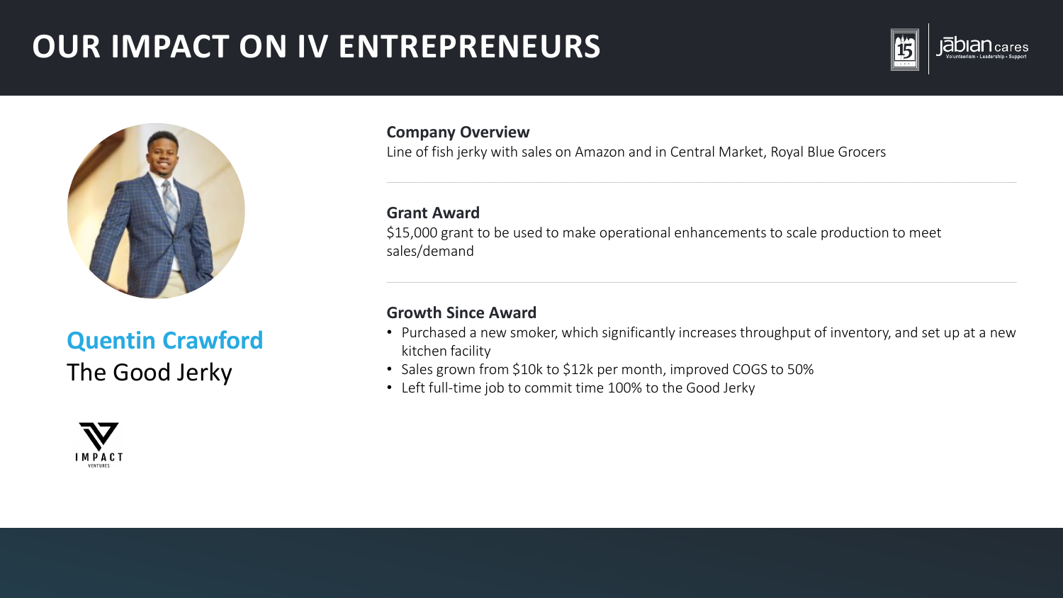# OUR IMPACT ON IV ENTREPRENEURS

## Quentin Crawford
The Good Jerky

**Company Overview**
Line of fish jerky with sales on Amazon and in Central Market, Royal Blue Grocers

**Grant Award**
$15,000 grant to be used to make operational enhancements to scale production to meet sales/demand

**Growth Since Award**
- Purchased a new smoker, which significantly increases throughput of inventory, and set up at a new kitchen facility
- Sales grown from $10k to $12k per month, improved COGS to 50%
- Left full-time job to commit time 100% to the Good Jerky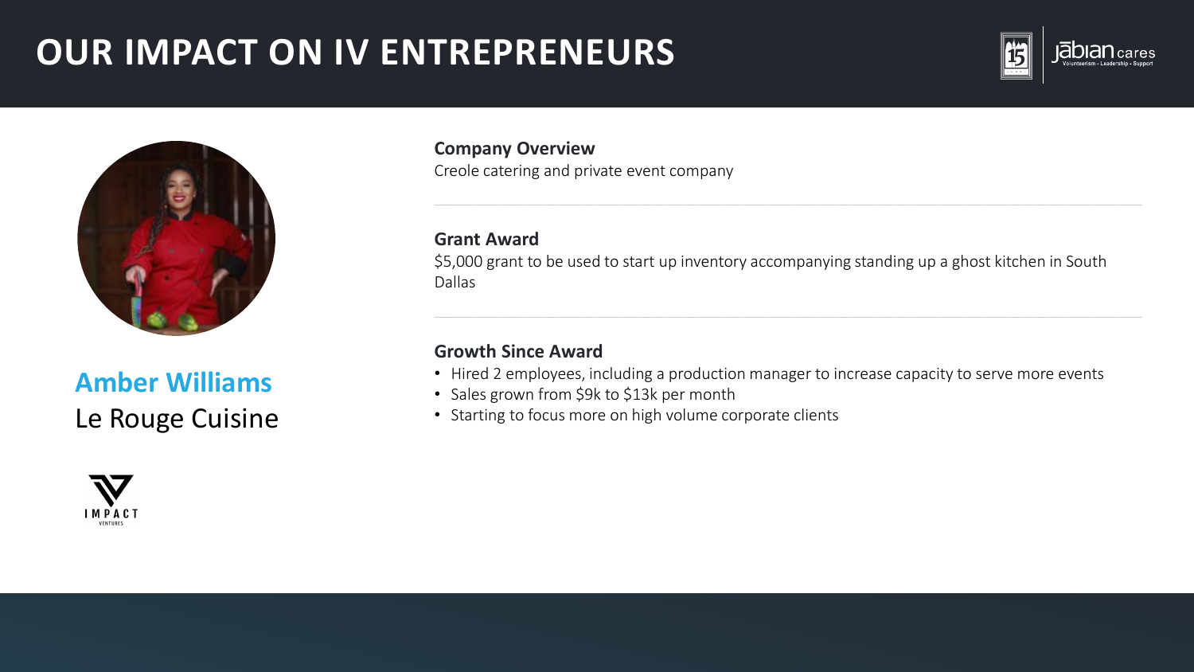# OUR IMPACT ON IV ENTREPRENEURS

## Amber Williams

Le Rouge Cuisine

**Company Overview**

Creole catering and private event company

**Grant Award**

$5,000 grant to be used to start up inventory accompanying standing up a ghost kitchen in South Dallas

**Growth Since Award**

- Hired 2 employees, including a production manager to increase capacity to serve more events
- Sales grown from $9k to $13k per month
- Starting to focus more on high volume corporate clients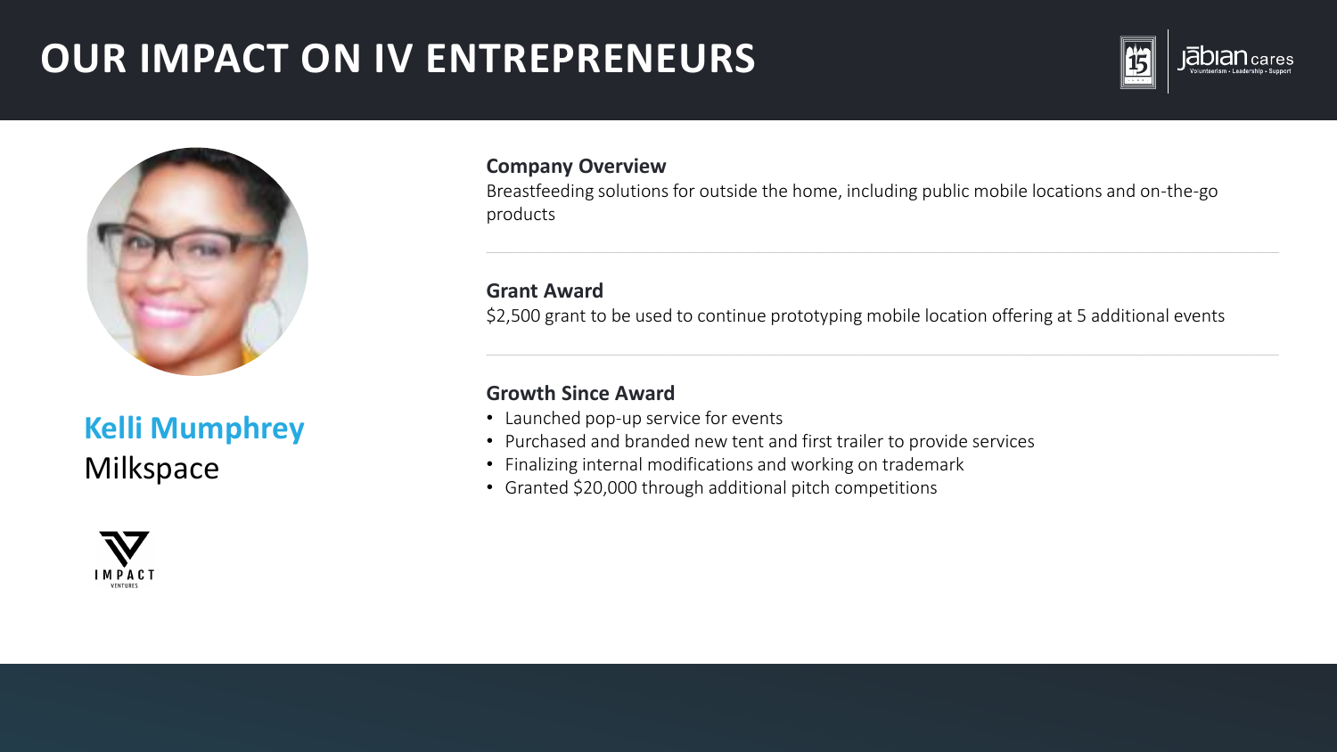# OUR IMPACT ON IV ENTREPRENEURS

**Kelli Mumphrey**
Milkspace

### Company Overview

Breastfeeding solutions for outside the home, including public mobile locations and on-the-go products

### Grant Award

$2,500 grant to be used to continue prototyping mobile location offering at 5 additional events

### Growth Since Award

- Launched pop-up service for events
- Purchased and branded new tent and first trailer to provide services
- Finalizing internal modifications and working on trademark
- Granted $20,000 through additional pitch competitions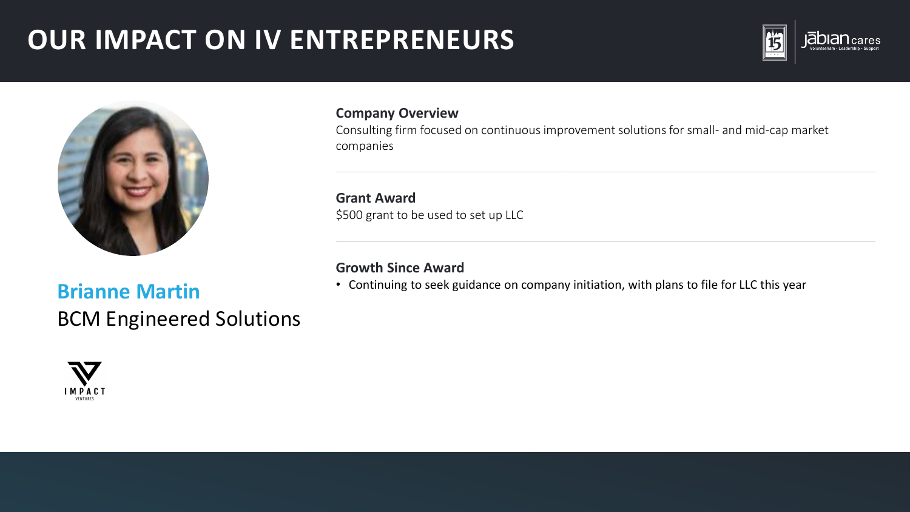# OUR IMPACT ON IV ENTREPRENEURS

## Brianne Martin

BCM Engineered Solutions

**Company Overview**

Consulting firm focused on continuous improvement solutions for small- and mid-cap market companies

**Grant Award**

$500 grant to be used to set up LLC

**Growth Since Award**

- Continuing to seek guidance on company initiation, with plans to file for LLC this year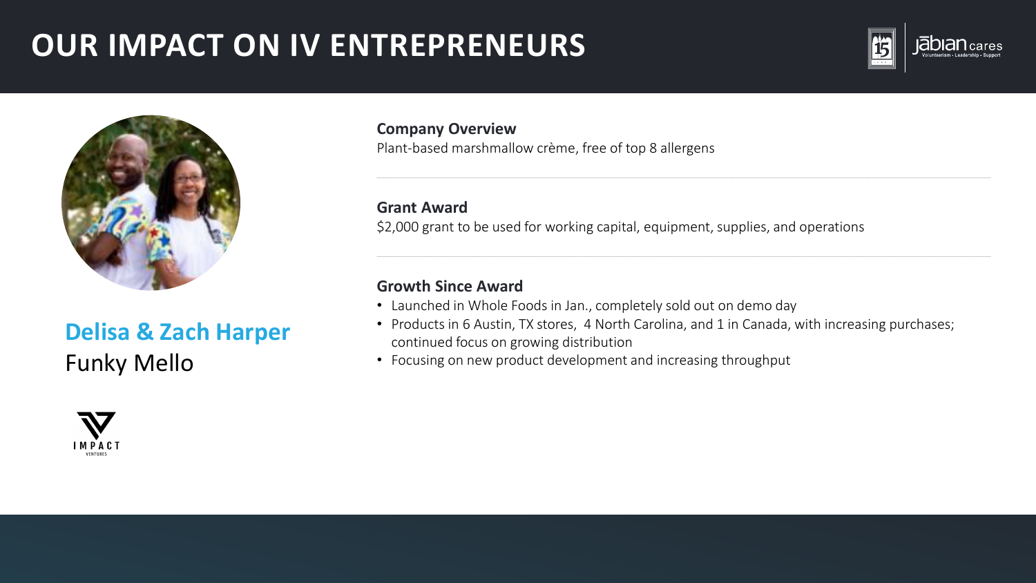# OUR IMPACT ON IV ENTREPRENEURS

## Delisa & Zach Harper
Funky Mello

**Company Overview**
Plant-based marshmallow crème, free of top 8 allergens

**Grant Award**
$2,000 grant to be used for working capital, equipment, supplies, and operations

**Growth Since Award**
- Launched in Whole Foods in Jan., completely sold out on demo day
- Products in 6 Austin, TX stores, 4 North Carolina, and 1 in Canada, with increasing purchases; continued focus on growing distribution
- Focusing on new product development and increasing throughput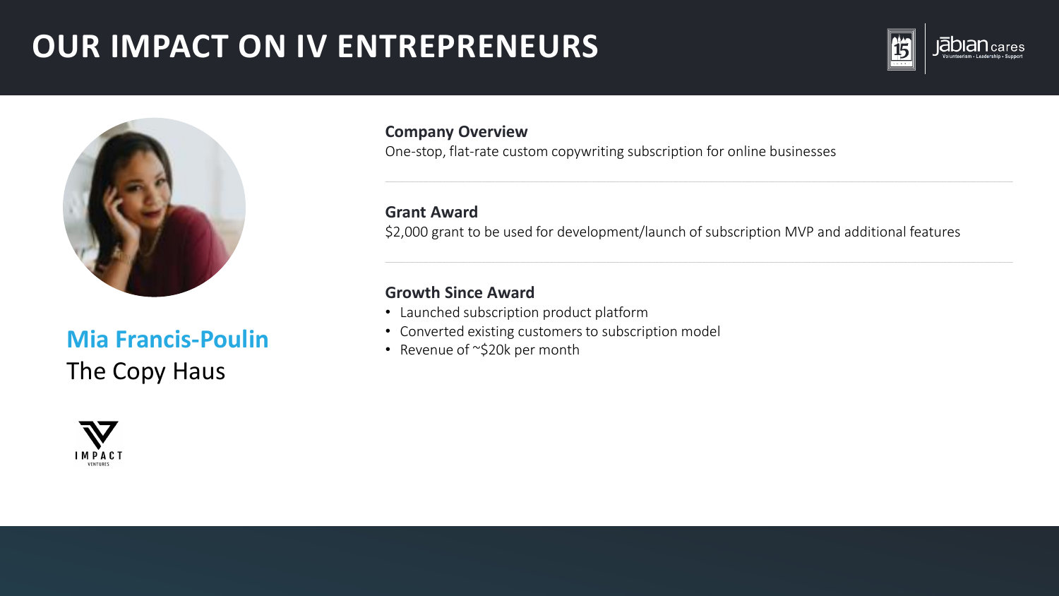# OUR IMPACT ON IV ENTREPRENEURS

## Mia Francis-Poulin

The Copy Haus

**Company Overview**

One-stop, flat-rate custom copywriting subscription for online businesses

**Grant Award**

$2,000 grant to be used for development/launch of subscription MVP and additional features

**Growth Since Award**

- Launched subscription product platform
- Converted existing customers to subscription model
- Revenue of ~$20k per month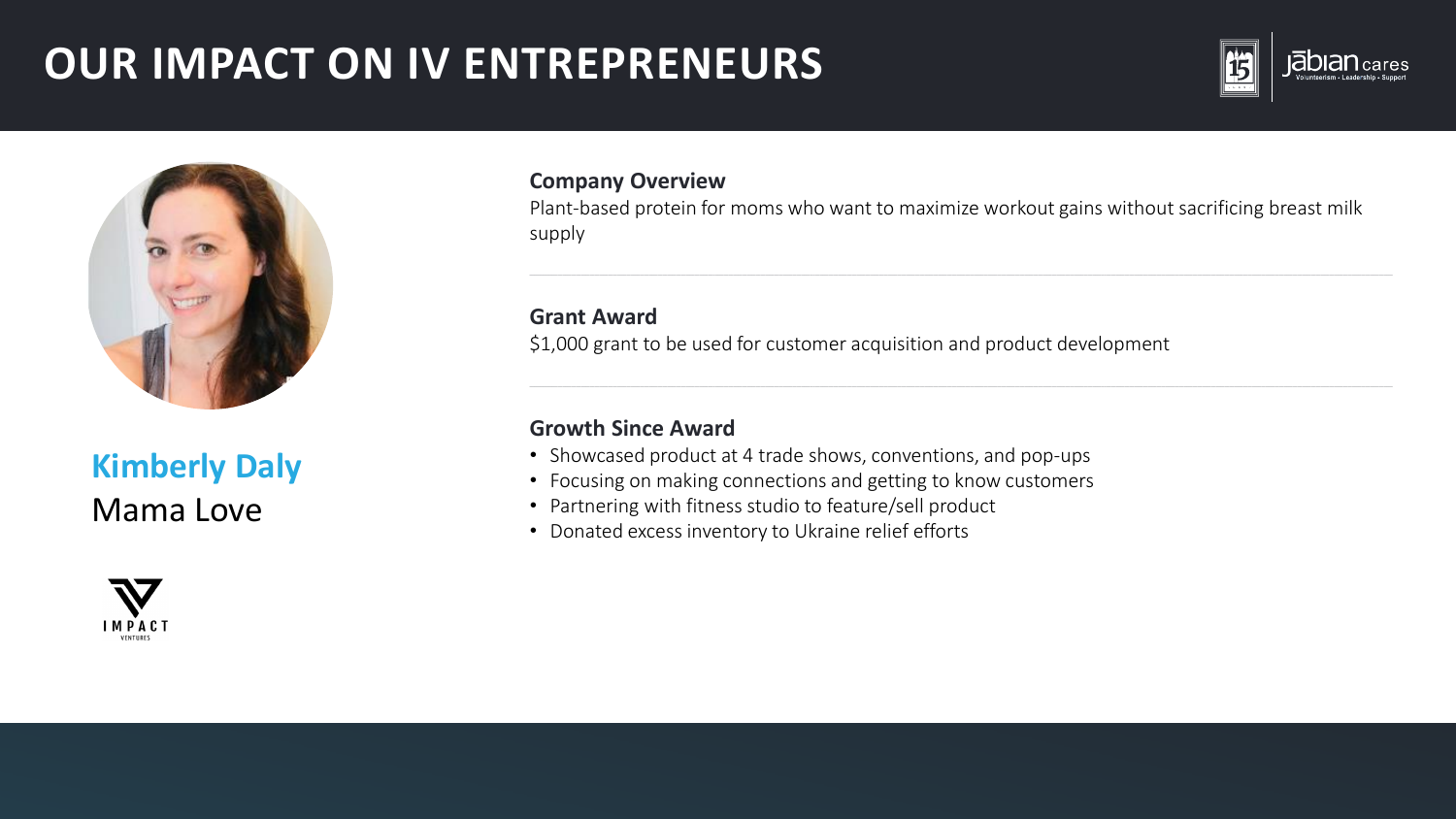# OUR IMPACT ON IV ENTREPRENEURS

**Kimberly Daly**
Mama Love

**Company Overview**
Plant-based protein for moms who want to maximize workout gains without sacrificing breast milk supply

**Grant Award**
$1,000 grant to be used for customer acquisition and product development

**Growth Since Award**
- Showcased product at 4 trade shows, conventions, and pop-ups
- Focusing on making connections and getting to know customers
- Partnering with fitness studio to feature/sell product
- Donated excess inventory to Ukraine relief efforts